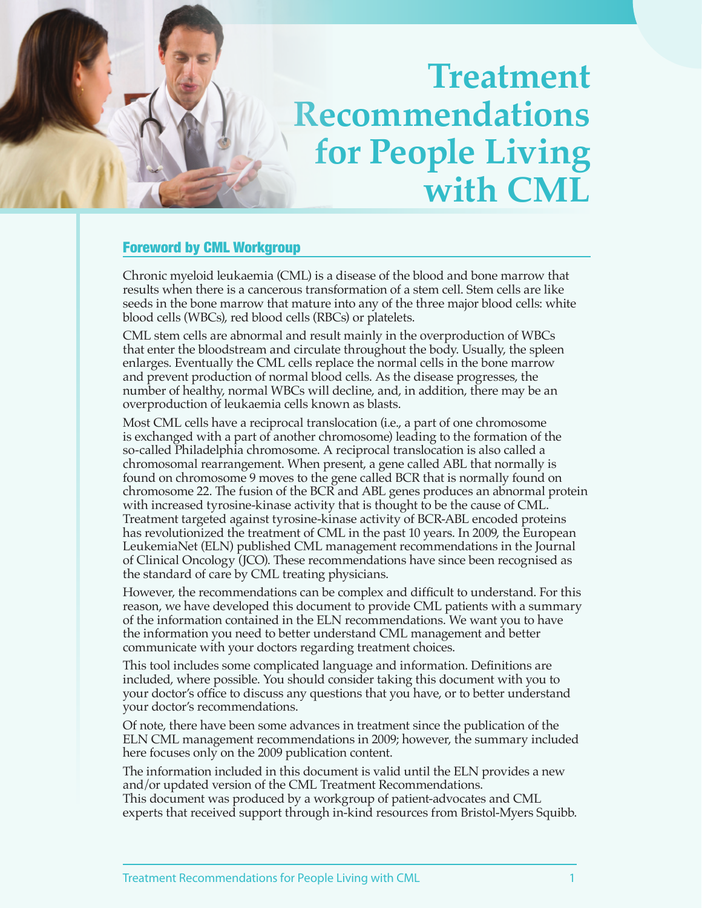# Treatment Recommendations for People Living with CML

## Foreword by CML Workgroup

Chronic myeloid leukaemia (CML) is a disease of the blood and bone marrow that results when there is a cancerous transformation of a stem cell. Stem cells are like seeds in the bone marrow that mature into any of the three major blood cells: white blood cells (WBCs), red blood cells (RBCs) or platelets.

CML stem cells are abnormal and result mainly in the overproduction of WBCs that enter the bloodstream and circulate throughout the body. Usually, the spleen enlarges. Eventually the CML cells replace the normal cells in the bone marrow and prevent production of normal blood cells. As the disease progresses, the number of healthy, normal WBCs will decline, and, in addition, there may be an overproduction of leukaemia cells known as blasts.

Most CML cells have a reciprocal translocation (i.e., a part of one chromosome is exchanged with a part of another chromosome) leading to the formation of the so-called Philadelphia chromosome. A reciprocal translocation is also called a chromosomal rearrangement. When present, a gene called ABL that normally is found on chromosome 9 moves to the gene called BCR that is normally found on chromosome 22. The fusion of the BCR and ABL genes produces an abnormal protein with increased tyrosine-kinase activity that is thought to be the cause of CML. Treatment targeted against tyrosine-kinase activity of BCR-ABL encoded proteins has revolutionized the treatment of CML in the past 10 years. In 2009, the European LeukemiaNet (ELN) published CML management recommendations in the Journal of Clinical Oncology (JCO). These recommendations have since been recognised as the standard of care by CML treating physicians.

However, the recommendations can be complex and difficult to understand. For this reason, we have developed this document to provide CML patients with a summary of the information contained in the ELN recommendations. We want you to have the information you need to better understand CML management and better communicate with your doctors regarding treatment choices.

This tool includes some complicated language and information. Definitions are included, where possible. You should consider taking this document with you to your doctor's office to discuss any questions that you have, or to better understand your doctor's recommendations.

Of note, there have been some advances in treatment since the publication of the ELN CML management recommendations in 2009; however, the summary included here focuses only on the 2009 publication content.

The information included in this document is valid until the ELN provides a new and/or updated version of the CML Treatment Recommendations.
This document was produced by a workgroup of patient-advocates and CML experts that received support through in-kind resources from Bristol-Myers Squibb.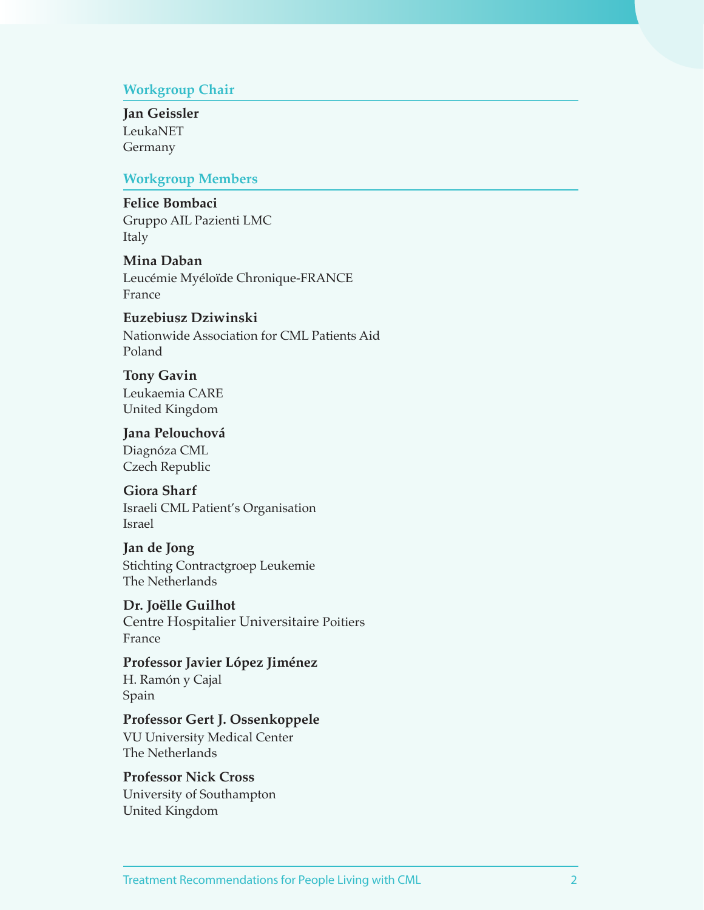## Workgroup Chair

**Jan Geissler**
LeukaNET
Germany

## Workgroup Members

**Felice Bombaci**
Gruppo AIL Pazienti LMC
Italy

**Mina Daban**
Leucémie Myéloïde Chronique-FRANCE
France

**Euzebiusz Dziwinski**
Nationwide Association for CML Patients Aid
Poland

**Tony Gavin**
Leukaemia CARE
United Kingdom

**Jana Pelouchová**
Diagnóza CML
Czech Republic

**Giora Sharf**
Israeli CML Patient's Organisation
Israel

**Jan de Jong**
Stichting Contractgroep Leukemie
The Netherlands

**Dr. Joëlle Guilhot**
Centre Hospitalier Universitaire Poitiers
France

**Professor Javier López Jiménez**
H. Ramón y Cajal
Spain

**Professor Gert J. Ossenkoppele**
VU University Medical Center
The Netherlands

**Professor Nick Cross**
University of Southampton
United Kingdom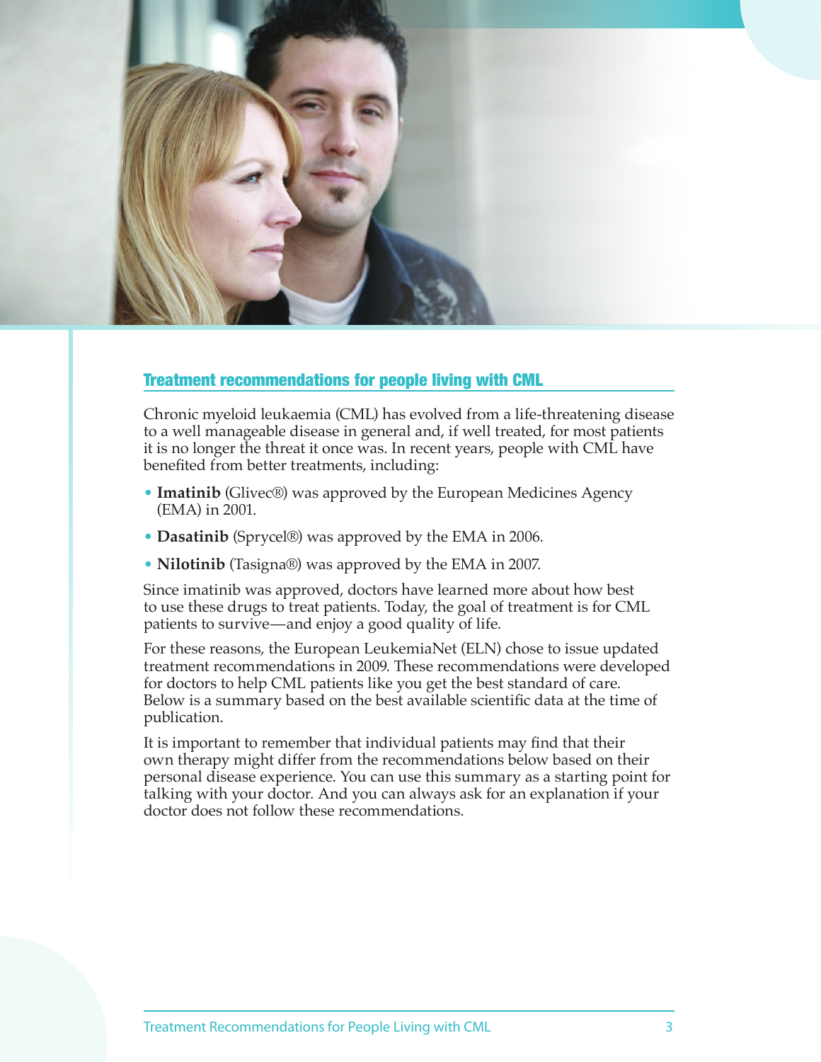## Treatment recommendations for people living with CML

Chronic myeloid leukaemia (CML) has evolved from a life-threatening disease to a well manageable disease in general and, if well treated, for most patients it is no longer the threat it once was. In recent years, people with CML have benefited from better treatments, including:

- **Imatinib** (Glivec®) was approved by the European Medicines Agency (EMA) in 2001.
- **Dasatinib** (Sprycel®) was approved by the EMA in 2006.
- **Nilotinib** (Tasigna®) was approved by the EMA in 2007.

Since imatinib was approved, doctors have learned more about how best to use these drugs to treat patients. Today, the goal of treatment is for CML patients to survive—and enjoy a good quality of life.

For these reasons, the European LeukemiaNet (ELN) chose to issue updated treatment recommendations in 2009. These recommendations were developed for doctors to help CML patients like you get the best standard of care. Below is a summary based on the best available scientific data at the time of publication.

It is important to remember that individual patients may find that their own therapy might differ from the recommendations below based on their personal disease experience. You can use this summary as a starting point for talking with your doctor. And you can always ask for an explanation if your doctor does not follow these recommendations.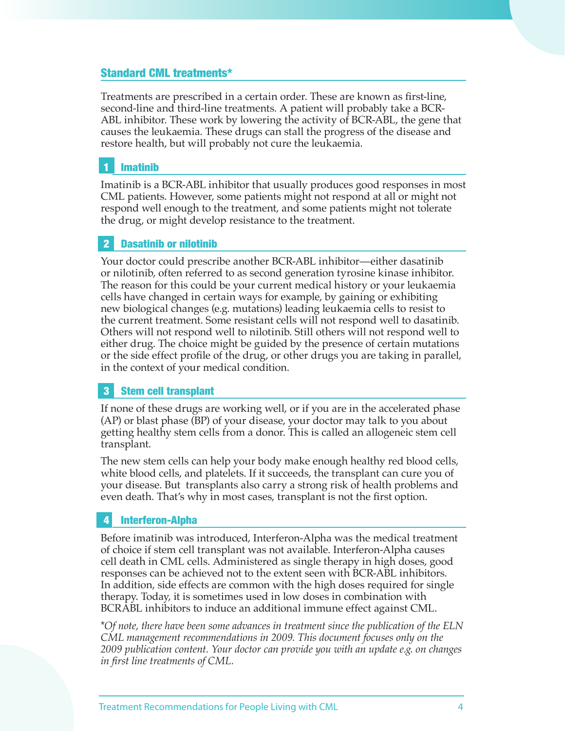## Standard CML treatments*

Treatments are prescribed in a certain order. These are known as first-line, second-line and third-line treatments. A patient will probably take a BCR-ABL inhibitor. These work by lowering the activity of BCR-ABL, the gene that causes the leukaemia. These drugs can stall the progress of the disease and restore health, but will probably not cure the leukaemia.

### 1 Imatinib

Imatinib is a BCR-ABL inhibitor that usually produces good responses in most CML patients. However, some patients might not respond at all or might not respond well enough to the treatment, and some patients might not tolerate the drug, or might develop resistance to the treatment.

### 2 Dasatinib or nilotinib

Your doctor could prescribe another BCR-ABL inhibitor—either dasatinib or nilotinib, often referred to as second generation tyrosine kinase inhibitor. The reason for this could be your current medical history or your leukaemia cells have changed in certain ways for example, by gaining or exhibiting new biological changes (e.g. mutations) leading leukaemia cells to resist to the current treatment. Some resistant cells will not respond well to dasatinib. Others will not respond well to nilotinib. Still others will not respond well to either drug. The choice might be guided by the presence of certain mutations or the side effect profile of the drug, or other drugs you are taking in parallel, in the context of your medical condition.

### 3 Stem cell transplant

If none of these drugs are working well, or if you are in the accelerated phase (AP) or blast phase (BP) of your disease, your doctor may talk to you about getting healthy stem cells from a donor. This is called an allogeneic stem cell transplant.

The new stem cells can help your body make enough healthy red blood cells, white blood cells, and platelets. If it succeeds, the transplant can cure you of your disease. But transplants also carry a strong risk of health problems and even death. That's why in most cases, transplant is not the first option.

### 4 Interferon-Alpha

Before imatinib was introduced, Interferon-Alpha was the medical treatment of choice if stem cell transplant was not available. Interferon-Alpha causes cell death in CML cells. Administered as single therapy in high doses, good responses can be achieved not to the extent seen with BCR-ABL inhibitors. In addition, side effects are common with the high doses required for single therapy. Today, it is sometimes used in low doses in combination with BCRABL inhibitors to induce an additional immune effect against CML.

*\*Of note, there have been some advances in treatment since the publication of the ELN CML management recommendations in 2009. This document focuses only on the 2009 publication content. Your doctor can provide you with an update e.g. on changes in first line treatments of CML.*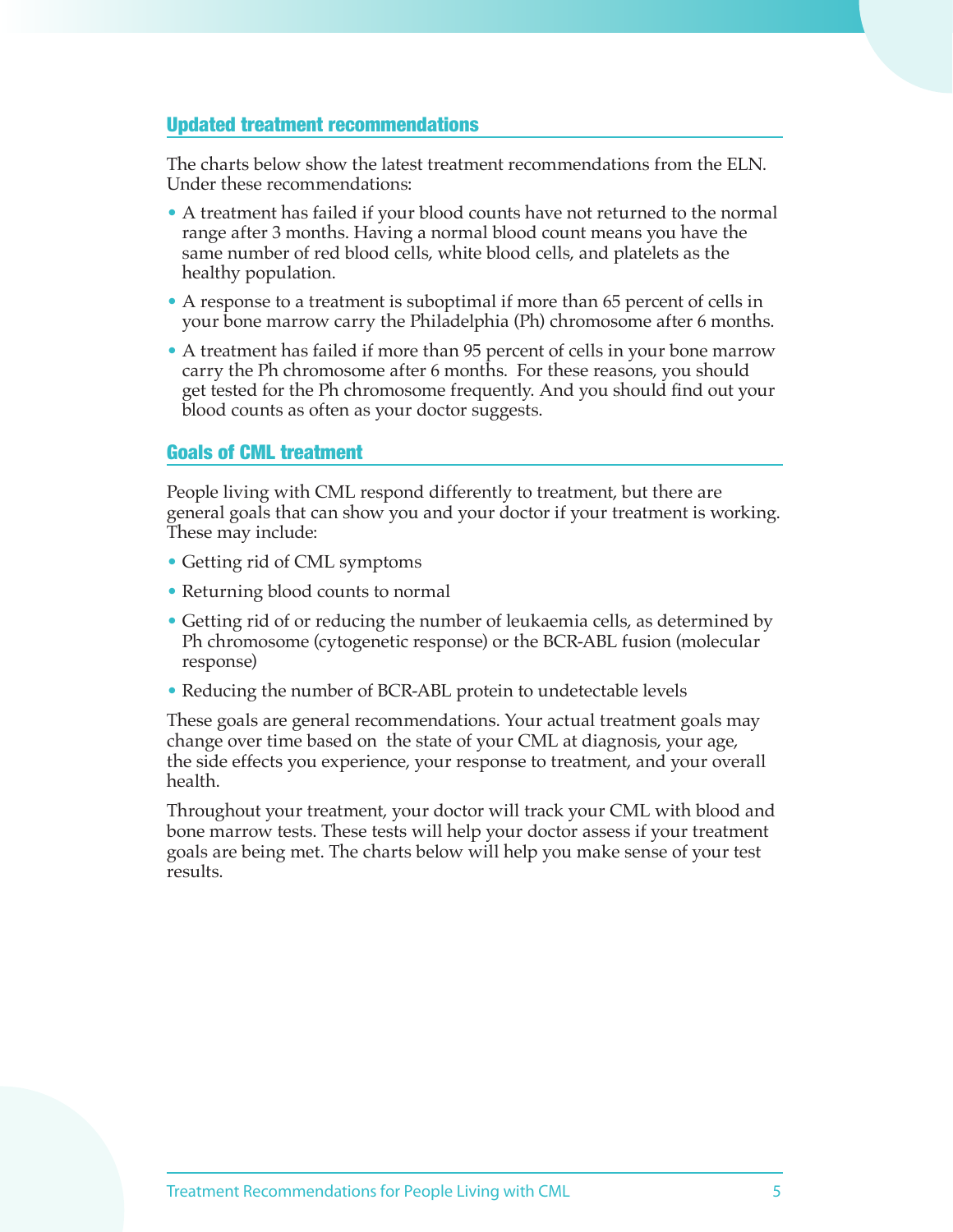## Updated treatment recommendations

The charts below show the latest treatment recommendations from the ELN. Under these recommendations:

- A treatment has failed if your blood counts have not returned to the normal range after 3 months. Having a normal blood count means you have the same number of red blood cells, white blood cells, and platelets as the healthy population.
- A response to a treatment is suboptimal if more than 65 percent of cells in your bone marrow carry the Philadelphia (Ph) chromosome after 6 months.
- A treatment has failed if more than 95 percent of cells in your bone marrow carry the Ph chromosome after 6 months. For these reasons, you should get tested for the Ph chromosome frequently. And you should find out your blood counts as often as your doctor suggests.

## Goals of CML treatment

People living with CML respond differently to treatment, but there are general goals that can show you and your doctor if your treatment is working. These may include:

- Getting rid of CML symptoms
- Returning blood counts to normal
- Getting rid of or reducing the number of leukaemia cells, as determined by Ph chromosome (cytogenetic response) or the BCR-ABL fusion (molecular response)
- Reducing the number of BCR-ABL protein to undetectable levels

These goals are general recommendations. Your actual treatment goals may change over time based on the state of your CML at diagnosis, your age, the side effects you experience, your response to treatment, and your overall health.

Throughout your treatment, your doctor will track your CML with blood and bone marrow tests. These tests will help your doctor assess if your treatment goals are being met. The charts below will help you make sense of your test results.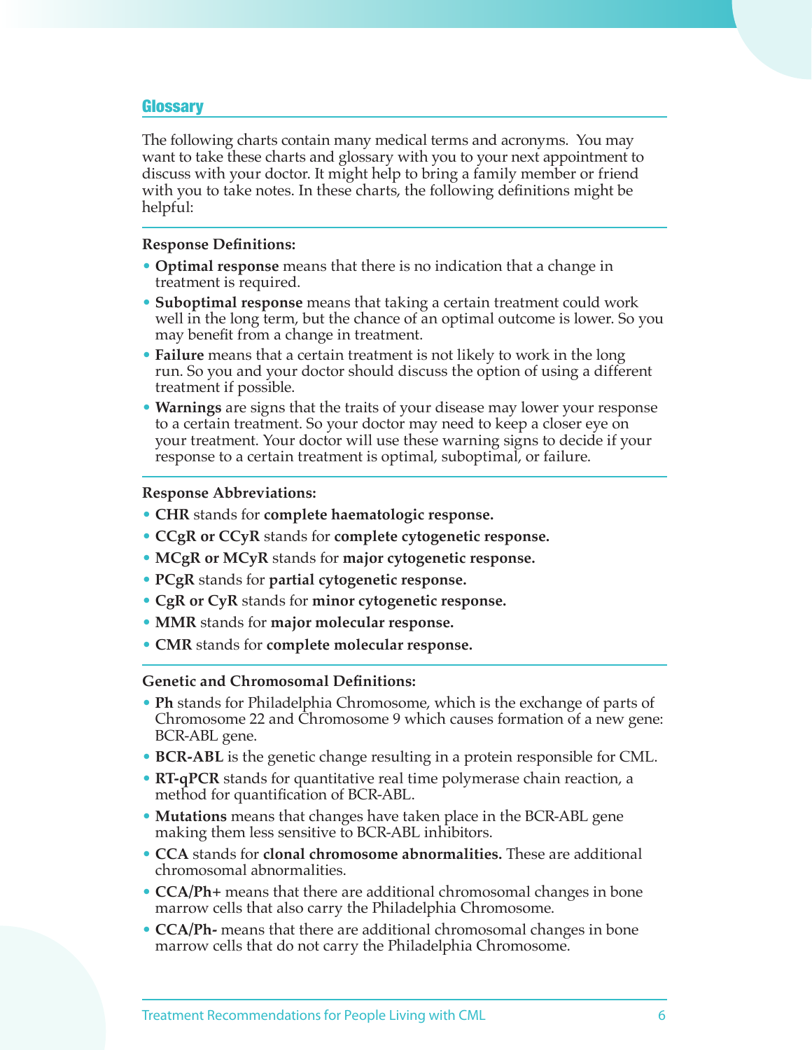## Glossary

The following charts contain many medical terms and acronyms. You may want to take these charts and glossary with you to your next appointment to discuss with your doctor. It might help to bring a family member or friend with you to take notes. In these charts, the following definitions might be helpful:

**Response Definitions:**

- **Optimal response** means that there is no indication that a change in treatment is required.
- **Suboptimal response** means that taking a certain treatment could work well in the long term, but the chance of an optimal outcome is lower. So you may benefit from a change in treatment.
- **Failure** means that a certain treatment is not likely to work in the long run. So you and your doctor should discuss the option of using a different treatment if possible.
- **Warnings** are signs that the traits of your disease may lower your response to a certain treatment. So your doctor may need to keep a closer eye on your treatment. Your doctor will use these warning signs to decide if your response to a certain treatment is optimal, suboptimal, or failure.

**Response Abbreviations:**

- **CHR** stands for **complete haematologic response.**
- **CCgR or CCyR** stands for **complete cytogenetic response.**
- **MCgR or MCyR** stands for **major cytogenetic response.**
- **PCgR** stands for **partial cytogenetic response.**
- **CgR or CyR** stands for **minor cytogenetic response.**
- **MMR** stands for **major molecular response.**
- **CMR** stands for **complete molecular response.**

**Genetic and Chromosomal Definitions:**

- **Ph** stands for Philadelphia Chromosome, which is the exchange of parts of Chromosome 22 and Chromosome 9 which causes formation of a new gene: BCR-ABL gene.
- **BCR-ABL** is the genetic change resulting in a protein responsible for CML.
- **RT-qPCR** stands for quantitative real time polymerase chain reaction, a method for quantification of BCR-ABL.
- **Mutations** means that changes have taken place in the BCR-ABL gene making them less sensitive to BCR-ABL inhibitors.
- **CCA** stands for **clonal chromosome abnormalities.** These are additional chromosomal abnormalities.
- **CCA/Ph+** means that there are additional chromosomal changes in bone marrow cells that also carry the Philadelphia Chromosome.
- **CCA/Ph-** means that there are additional chromosomal changes in bone marrow cells that do not carry the Philadelphia Chromosome.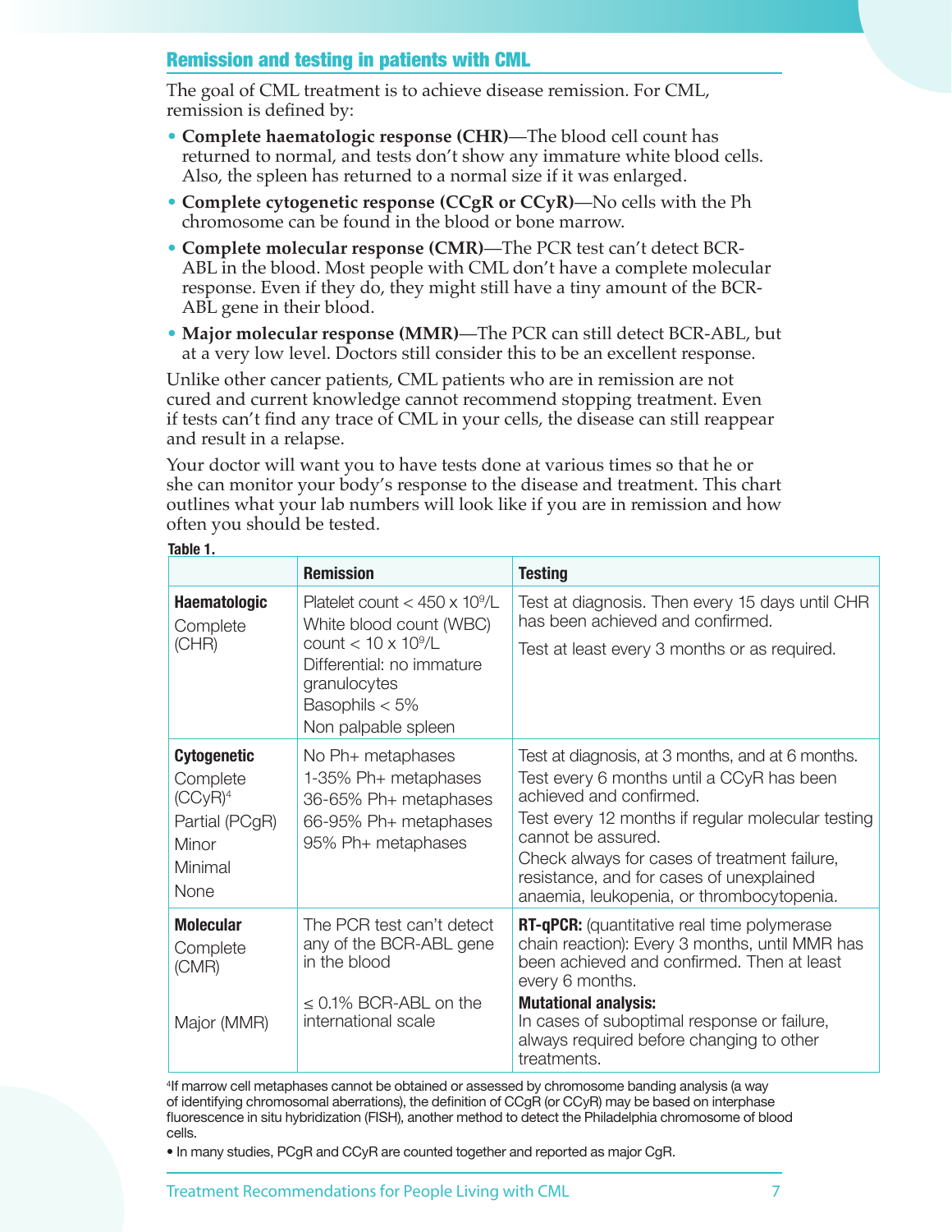## Remission and testing in patients with CML

The goal of CML treatment is to achieve disease remission. For CML, remission is defined by:

- **Complete haematologic response (CHR)**—The blood cell count has returned to normal, and tests don't show any immature white blood cells. Also, the spleen has returned to a normal size if it was enlarged.
- **Complete cytogenetic response (CCgR or CCyR)**—No cells with the Ph chromosome can be found in the blood or bone marrow.
- **Complete molecular response (CMR)**—The PCR test can't detect BCR-ABL in the blood. Most people with CML don't have a complete molecular response. Even if they do, they might still have a tiny amount of the BCR-ABL gene in their blood.
- **Major molecular response (MMR)**—The PCR can still detect BCR-ABL, but at a very low level. Doctors still consider this to be an excellent response.

Unlike other cancer patients, CML patients who are in remission are not cured and current knowledge cannot recommend stopping treatment. Even if tests can't find any trace of CML in your cells, the disease can still reappear and result in a relapse.

Your doctor will want you to have tests done at various times so that he or she can monitor your body's response to the disease and treatment. This chart outlines what your lab numbers will look like if you are in remission and how often you should be tested.

**Table 1.**

| | Remission | Testing |
|---|---|---|
| **Haematologic**<br>Complete (CHR) | Platelet count < 450 x $10^9$/L<br>White blood count (WBC) count < 10 x $10^9$/L<br>Differential: no immature granulocytes<br>Basophils < 5%<br>Non palpable spleen | Test at diagnosis. Then every 15 days until CHR has been achieved and confirmed.<br>Test at least every 3 months or as required. |
| **Cytogenetic**<br>Complete (CCyR)[4]<br>Partial (PCgR)<br>Minor<br>Minimal<br>None | No Ph+ metaphases<br>1-35% Ph+ metaphases<br>36-65% Ph+ metaphases<br>66-95% Ph+ metaphases<br>95% Ph+ metaphases | Test at diagnosis, at 3 months, and at 6 months.<br>Test every 6 months until a CCyR has been achieved and confirmed.<br>Test every 12 months if regular molecular testing cannot be assured.<br>Check always for cases of treatment failure, resistance, and for cases of unexplained anaemia, leukopenia, or thrombocytopenia. |
| **Molecular**<br>Complete (CMR)<br><br>Major (MMR) | The PCR test can't detect any of the BCR-ABL gene in the blood<br><br>≤ 0.1% BCR-ABL on the international scale | **RT-qPCR:** (quantitative real time polymerase chain reaction): Every 3 months, until MMR has been achieved and confirmed. Then at least every 6 months.<br>**Mutational analysis:**<br>In cases of suboptimal response or failure, always required before changing to other treatments. |

[4]If marrow cell metaphases cannot be obtained or assessed by chromosome banding analysis (a way of identifying chromosomal aberrations), the definition of CCgR (or CCyR) may be based on interphase fluorescence in situ hybridization (FISH), another method to detect the Philadelphia chromosome of blood cells.

- In many studies, PCgR and CCyR are counted together and reported as major CgR.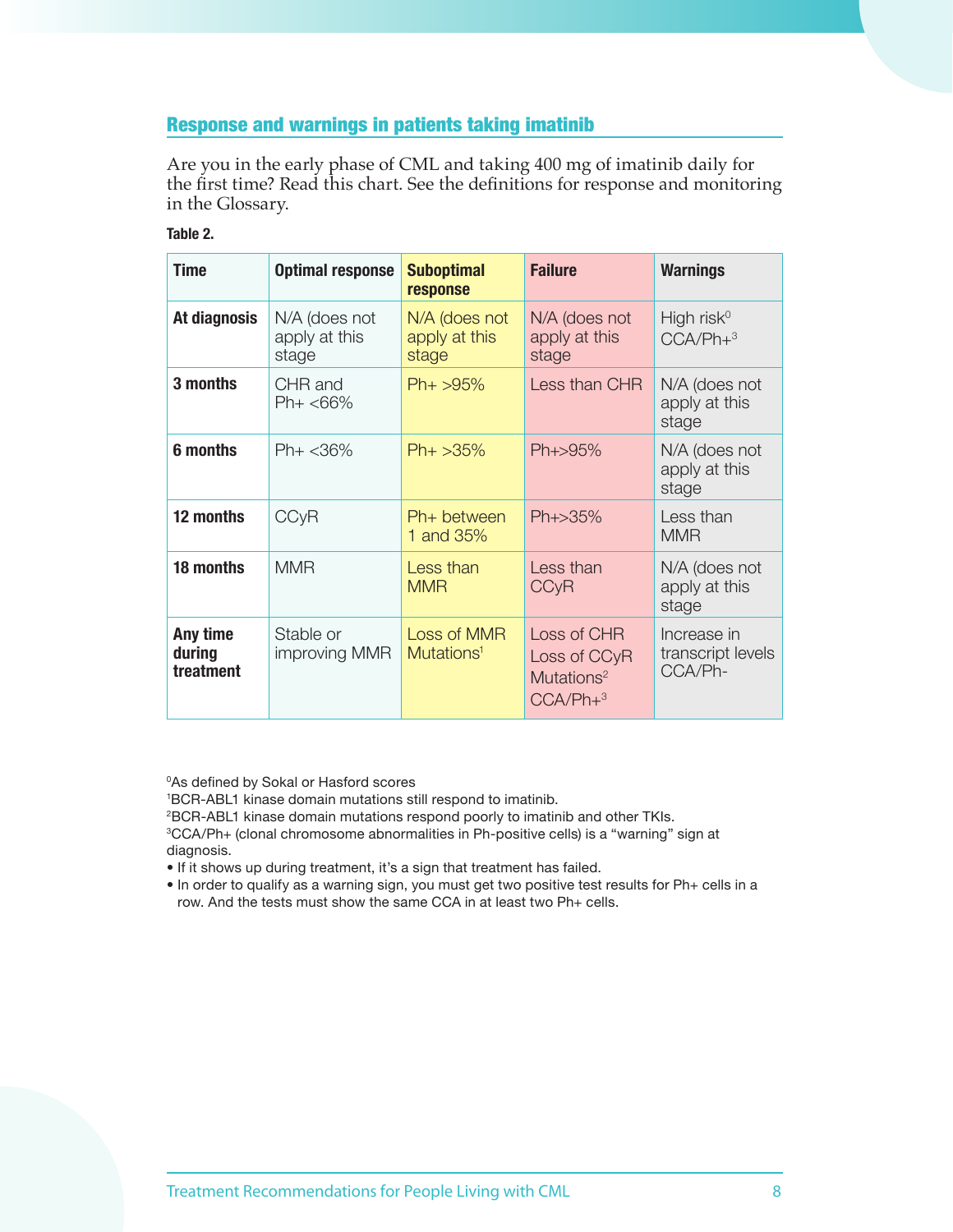## Response and warnings in patients taking imatinib

Are you in the early phase of CML and taking 400 mg of imatinib daily for the first time? Read this chart. See the definitions for response and monitoring in the Glossary.

**Table 2.**

| Time | Optimal response | Suboptimal response | Failure | Warnings |
|---|---|---|---|---|
| **At diagnosis** | N/A (does not apply at this stage | N/A (does not apply at this stage | N/A (does not apply at this stage | High risk[0] CCA/Ph+[3] |
| **3 months** | CHR and Ph+ <66% | Ph+ >95% | Less than CHR | N/A (does not apply at this stage |
| **6 months** | Ph+ <36% | Ph+ >35% | Ph+>95% | N/A (does not apply at this stage |
| **12 months** | CCyR | Ph+ between 1 and 35% | Ph+>35% | Less than MMR |
| **18 months** | MMR | Less than MMR | Less than CCyR | N/A (does not apply at this stage |
| **Any time during treatment** | Stable or improving MMR | Loss of MMR Mutations[1] | Loss of CHR Loss of CCyR Mutations[2] CCA/Ph+[3] | Increase in transcript levels CCA/Ph- |

[0]As defined by Sokal or Hasford scores
[1]BCR-ABL1 kinase domain mutations still respond to imatinib.
[2]BCR-ABL1 kinase domain mutations respond poorly to imatinib and other TKIs.
[3]CCA/Ph+ (clonal chromosome abnormalities in Ph-positive cells) is a “warning” sign at diagnosis.

- If it shows up during treatment, it’s a sign that treatment has failed.
- In order to qualify as a warning sign, you must get two positive test results for Ph+ cells in a row. And the tests must show the same CCA in at least two Ph+ cells.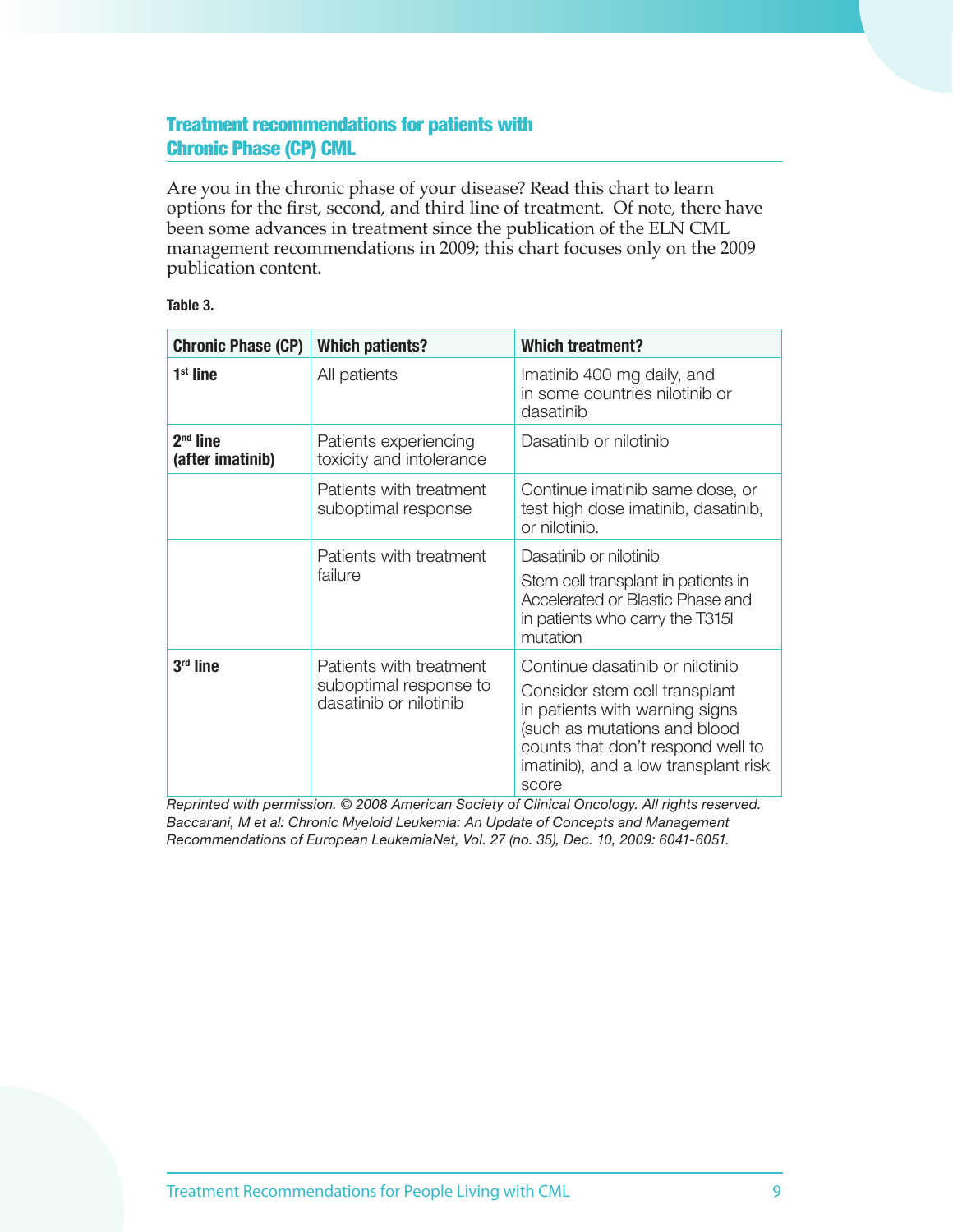## Treatment recommendations for patients with Chronic Phase (CP) CML

Are you in the chronic phase of your disease? Read this chart to learn options for the first, second, and third line of treatment. Of note, there have been some advances in treatment since the publication of the ELN CML management recommendations in 2009; this chart focuses only on the 2009 publication content.

**Table 3.**

| Chronic Phase (CP) | Which patients? | Which treatment? |
|---|---|---|
| **1st line** | All patients | Imatinib 400 mg daily, and in some countries nilotinib or dasatinib |
| **2nd line (after imatinib)** | Patients experiencing toxicity and intolerance | Dasatinib or nilotinib |
| | Patients with treatment suboptimal response | Continue imatinib same dose, or test high dose imatinib, dasatinib, or nilotinib. |
| | Patients with treatment failure | Dasatinib or nilotinib<br><br>Stem cell transplant in patients in Accelerated or Blastic Phase and in patients who carry the T315I mutation |
| **3rd line** | Patients with treatment suboptimal response to dasatinib or nilotinib | Continue dasatinib or nilotinib<br><br>Consider stem cell transplant in patients with warning signs (such as mutations and blood counts that don't respond well to imatinib), and a low transplant risk score |

*Reprinted with permission. © 2008 American Society of Clinical Oncology. All rights reserved. Baccarani, M et al: Chronic Myeloid Leukemia: An Update of Concepts and Management Recommendations of European LeukemiaNet, Vol. 27 (no. 35), Dec. 10, 2009: 6041-6051.*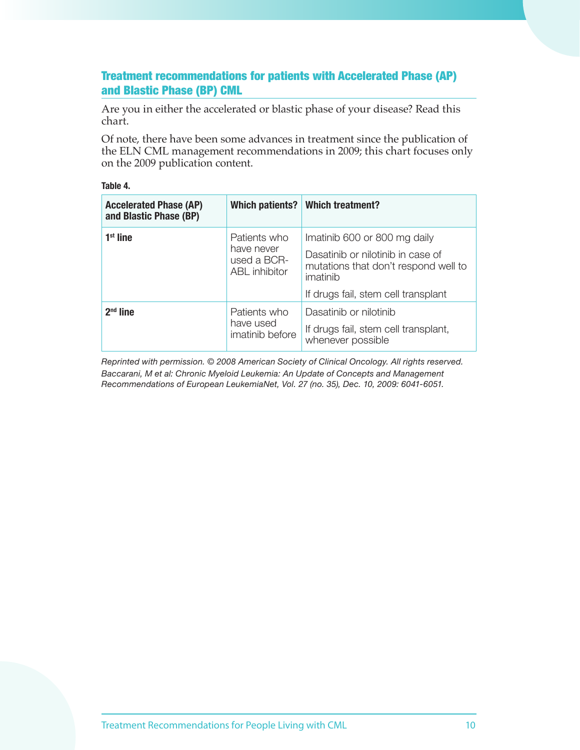## Treatment recommendations for patients with Accelerated Phase (AP) and Blastic Phase (BP) CML

Are you in either the accelerated or blastic phase of your disease? Read this chart.

Of note, there have been some advances in treatment since the publication of the ELN CML management recommendations in 2009; this chart focuses only on the 2009 publication content.

**Table 4.**

| Accelerated Phase (AP) and Blastic Phase (BP) | Which patients? | Which treatment? |
|---|---|---|
| **1st line** | Patients who have never used a BCR-ABL inhibitor | Imatinib 600 or 800 mg daily<br>Dasatinib or nilotinib in case of mutations that don't respond well to imatinib<br>If drugs fail, stem cell transplant |
| **2nd line** | Patients who have used imatinib before | Dasatinib or nilotinib<br>If drugs fail, stem cell transplant, whenever possible |

*Reprinted with permission. © 2008 American Society of Clinical Oncology. All rights reserved. Baccarani, M et al: Chronic Myeloid Leukemia: An Update of Concepts and Management Recommendations of European LeukemiaNet, Vol. 27 (no. 35), Dec. 10, 2009: 6041-6051.*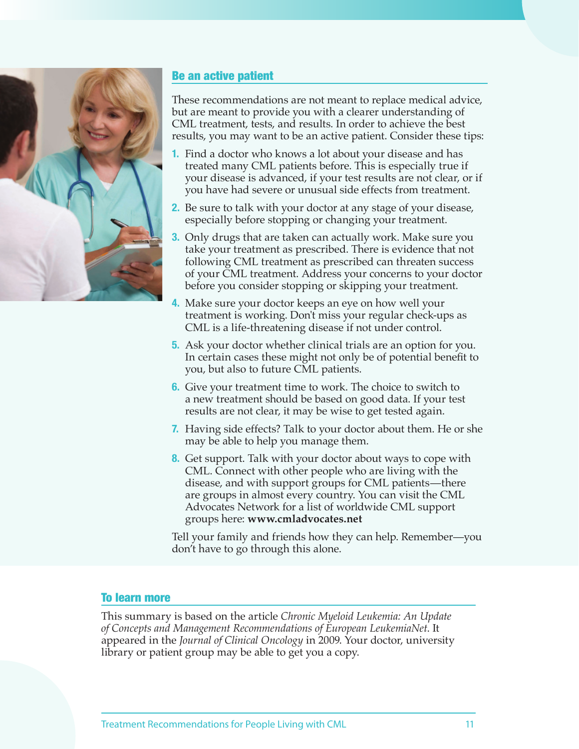## Be an active patient

These recommendations are not meant to replace medical advice, but are meant to provide you with a clearer understanding of CML treatment, tests, and results. In order to achieve the best results, you may want to be an active patient. Consider these tips:

1. Find a doctor who knows a lot about your disease and has treated many CML patients before. This is especially true if your disease is advanced, if your test results are not clear, or if you have had severe or unusual side effects from treatment.
2. Be sure to talk with your doctor at any stage of your disease, especially before stopping or changing your treatment.
3. Only drugs that are taken can actually work. Make sure you take your treatment as prescribed. There is evidence that not following CML treatment as prescribed can threaten success of your CML treatment. Address your concerns to your doctor before you consider stopping or skipping your treatment.
4. Make sure your doctor keeps an eye on how well your treatment is working. Don't miss your regular check-ups as CML is a life-threatening disease if not under control.
5. Ask your doctor whether clinical trials are an option for you. In certain cases these might not only be of potential benefit to you, but also to future CML patients.
6. Give your treatment time to work. The choice to switch to a new treatment should be based on good data. If your test results are not clear, it may be wise to get tested again.
7. Having side effects? Talk to your doctor about them. He or she may be able to help you manage them.
8. Get support. Talk with your doctor about ways to cope with CML. Connect with other people who are living with the disease, and with support groups for CML patients—there are groups in almost every country. You can visit the CML Advocates Network for a list of worldwide CML support groups here: **www.cmladvocates.net**

Tell your family and friends how they can help. Remember—you don't have to go through this alone.

## To learn more

This summary is based on the article *Chronic Myeloid Leukemia: An Update of Concepts and Management Recommendations of European LeukemiaNet*. It appeared in the *Journal of Clinical Oncology* in 2009. Your doctor, university library or patient group may be able to get you a copy.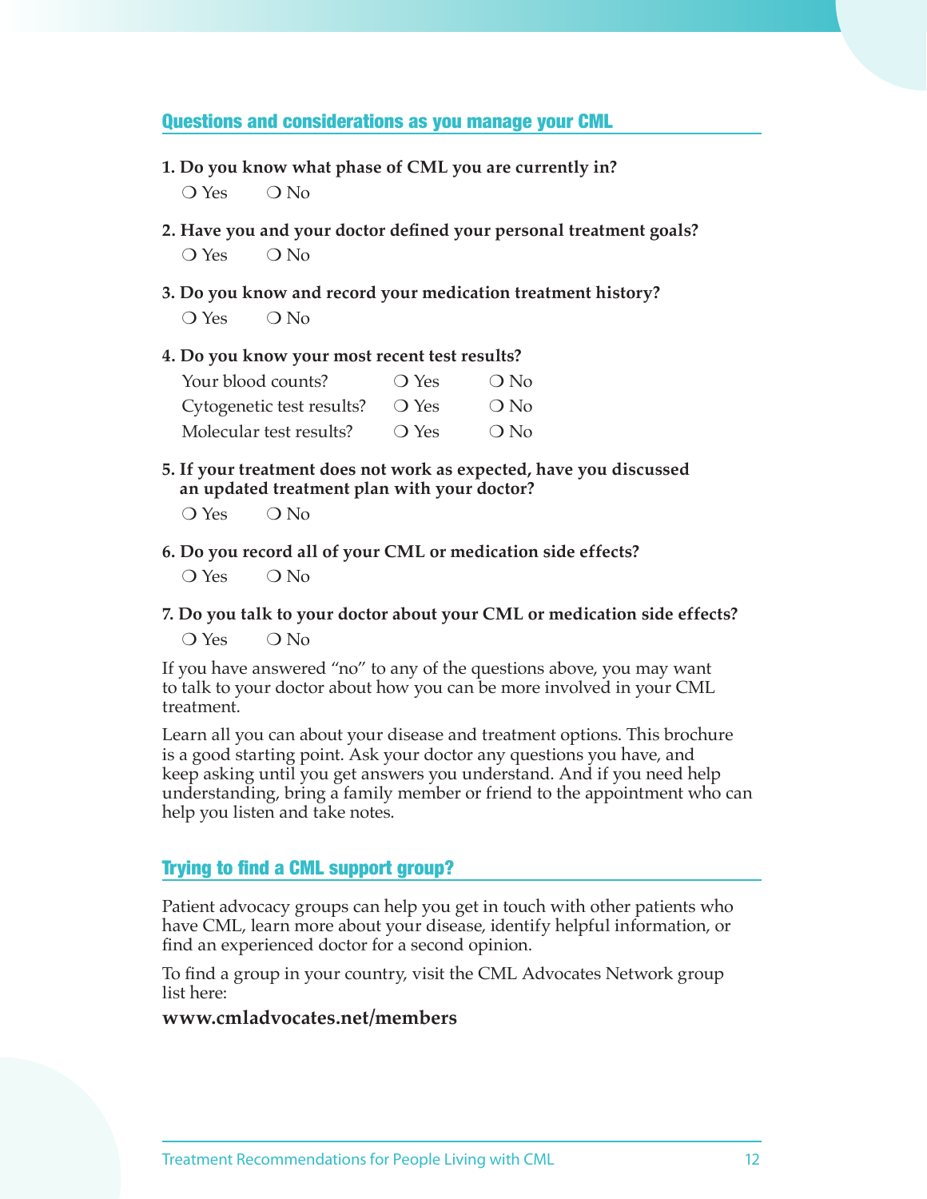## Questions and considerations as you manage your CML

**1. Do you know what phase of CML you are currently in?**

❍ Yes ❍ No

**2. Have you and your doctor defined your personal treatment goals?**

❍ Yes ❍ No

**3. Do you know and record your medication treatment history?**

❍ Yes ❍ No

**4. Do you know your most recent test results?**

| | | |
|---|---|---|
| Your blood counts? | ❍ Yes | ❍ No |
| Cytogenetic test results? | ❍ Yes | ❍ No |
| Molecular test results? | ❍ Yes | ❍ No |

**5. If your treatment does not work as expected, have you discussed an updated treatment plan with your doctor?**

❍ Yes ❍ No

**6. Do you record all of your CML or medication side effects?**

❍ Yes ❍ No

**7. Do you talk to your doctor about your CML or medication side effects?**

❍ Yes ❍ No

If you have answered "no" to any of the questions above, you may want to talk to your doctor about how you can be more involved in your CML treatment.

Learn all you can about your disease and treatment options. This brochure is a good starting point. Ask your doctor any questions you have, and keep asking until you get answers you understand. And if you need help understanding, bring a family member or friend to the appointment who can help you listen and take notes.

## Trying to find a CML support group?

Patient advocacy groups can help you get in touch with other patients who have CML, learn more about your disease, identify helpful information, or find an experienced doctor for a second opinion.

To find a group in your country, visit the CML Advocates Network group list here:

**www.cmladvocates.net/members**